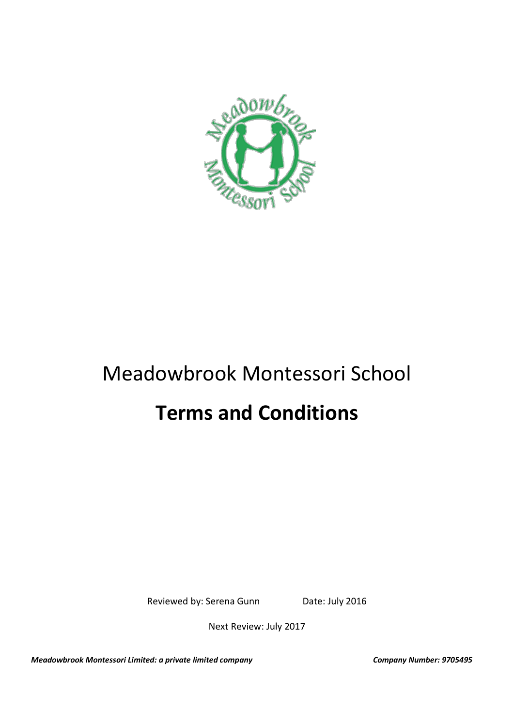# Meadowbrook Montessori School

# **Terms and Conditions**

Reviewed by: Serena Gunn Date: July 2016

Next Review: July 2017

***Meadowbrook Montessori Limited: a private limited company*** ***Company Number: 9705495***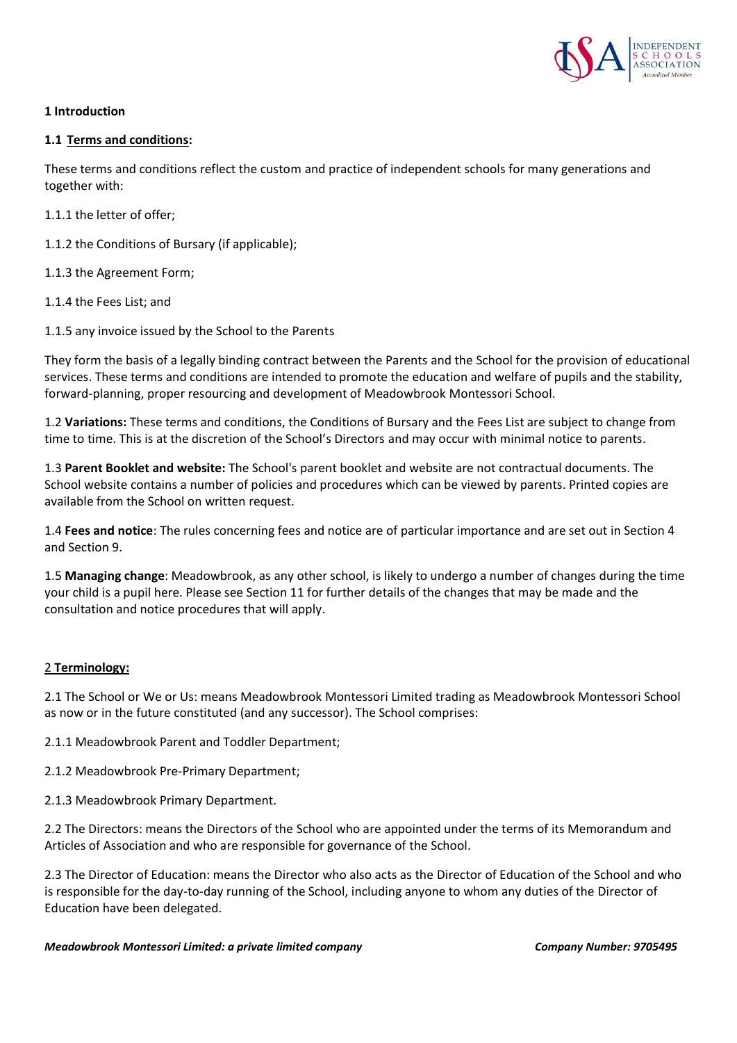## 1 Introduction

### 1.1 Terms and conditions:

These terms and conditions reflect the custom and practice of independent schools for many generations and together with:

1.1.1 the letter of offer;

1.1.2 the Conditions of Bursary (if applicable);

1.1.3 the Agreement Form;

1.1.4 the Fees List; and

1.1.5 any invoice issued by the School to the Parents

They form the basis of a legally binding contract between the Parents and the School for the provision of educational services. These terms and conditions are intended to promote the education and welfare of pupils and the stability, forward-planning, proper resourcing and development of Meadowbrook Montessori School.

1.2 **Variations:** These terms and conditions, the Conditions of Bursary and the Fees List are subject to change from time to time. This is at the discretion of the School's Directors and may occur with minimal notice to parents.

1.3 **Parent Booklet and website:** The School's parent booklet and website are not contractual documents. The School website contains a number of policies and procedures which can be viewed by parents. Printed copies are available from the School on written request.

1.4 **Fees and notice**: The rules concerning fees and notice are of particular importance and are set out in Section 4 and Section 9.

1.5 **Managing change**: Meadowbrook, as any other school, is likely to undergo a number of changes during the time your child is a pupil here. Please see Section 11 for further details of the changes that may be made and the consultation and notice procedures that will apply.

## 2 Terminology:

2.1 The School or We or Us: means Meadowbrook Montessori Limited trading as Meadowbrook Montessori School as now or in the future constituted (and any successor). The School comprises:

2.1.1 Meadowbrook Parent and Toddler Department;

2.1.2 Meadowbrook Pre-Primary Department;

2.1.3 Meadowbrook Primary Department.

2.2 The Directors: means the Directors of the School who are appointed under the terms of its Memorandum and Articles of Association and who are responsible for governance of the School.

2.3 The Director of Education: means the Director who also acts as the Director of Education of the School and who is responsible for the day-to-day running of the School, including anyone to whom any duties of the Director of Education have been delegated.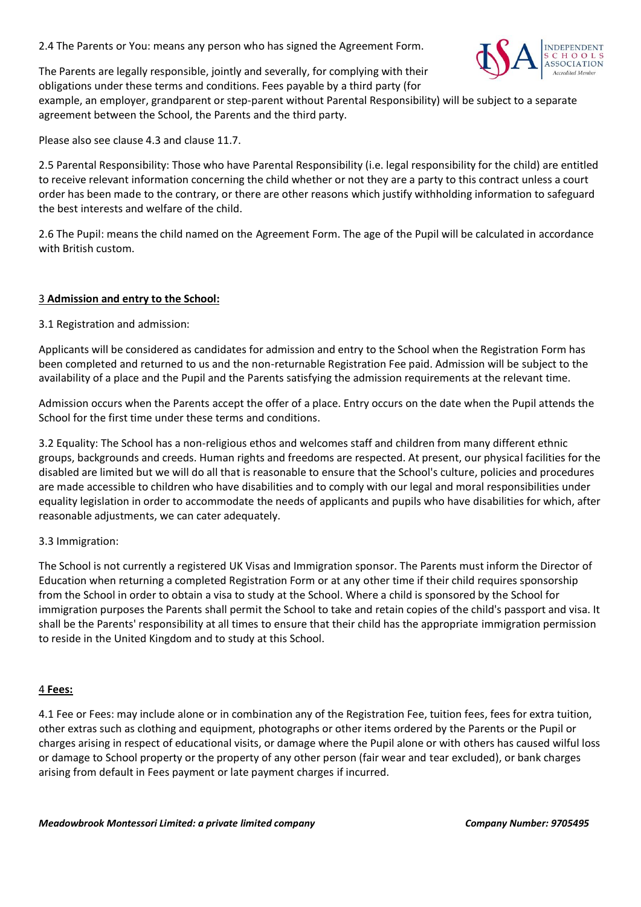2.4 The Parents or You: means any person who has signed the Agreement Form.

The Parents are legally responsible, jointly and severally, for complying with their obligations under these terms and conditions. Fees payable by a third party (for example, an employer, grandparent or step-parent without Parental Responsibility) will be subject to a separate agreement between the School, the Parents and the third party.

Please also see clause 4.3 and clause 11.7.

2.5 Parental Responsibility: Those who have Parental Responsibility (i.e. legal responsibility for the child) are entitled to receive relevant information concerning the child whether or not they are a party to this contract unless a court order has been made to the contrary, or there are other reasons which justify withholding information to safeguard the best interests and welfare of the child.

2.6 The Pupil: means the child named on the Agreement Form. The age of the Pupil will be calculated in accordance with British custom.

## 3 **Admission and entry to the School:**

3.1 Registration and admission:

Applicants will be considered as candidates for admission and entry to the School when the Registration Form has been completed and returned to us and the non-returnable Registration Fee paid. Admission will be subject to the availability of a place and the Pupil and the Parents satisfying the admission requirements at the relevant time.

Admission occurs when the Parents accept the offer of a place. Entry occurs on the date when the Pupil attends the School for the first time under these terms and conditions.

3.2 Equality: The School has a non-religious ethos and welcomes staff and children from many different ethnic groups, backgrounds and creeds. Human rights and freedoms are respected. At present, our physical facilities for the disabled are limited but we will do all that is reasonable to ensure that the School's culture, policies and procedures are made accessible to children who have disabilities and to comply with our legal and moral responsibilities under equality legislation in order to accommodate the needs of applicants and pupils who have disabilities for which, after reasonable adjustments, we can cater adequately.

3.3 Immigration:

The School is not currently a registered UK Visas and Immigration sponsor. The Parents must inform the Director of Education when returning a completed Registration Form or at any other time if their child requires sponsorship from the School in order to obtain a visa to study at the School. Where a child is sponsored by the School for immigration purposes the Parents shall permit the School to take and retain copies of the child's passport and visa. It shall be the Parents' responsibility at all times to ensure that their child has the appropriate immigration permission to reside in the United Kingdom and to study at this School.

## 4 **Fees:**

4.1 Fee or Fees: may include alone or in combination any of the Registration Fee, tuition fees, fees for extra tuition, other extras such as clothing and equipment, photographs or other items ordered by the Parents or the Pupil or charges arising in respect of educational visits, or damage where the Pupil alone or with others has caused wilful loss or damage to School property or the property of any other person (fair wear and tear excluded), or bank charges arising from default in Fees payment or late payment charges if incurred.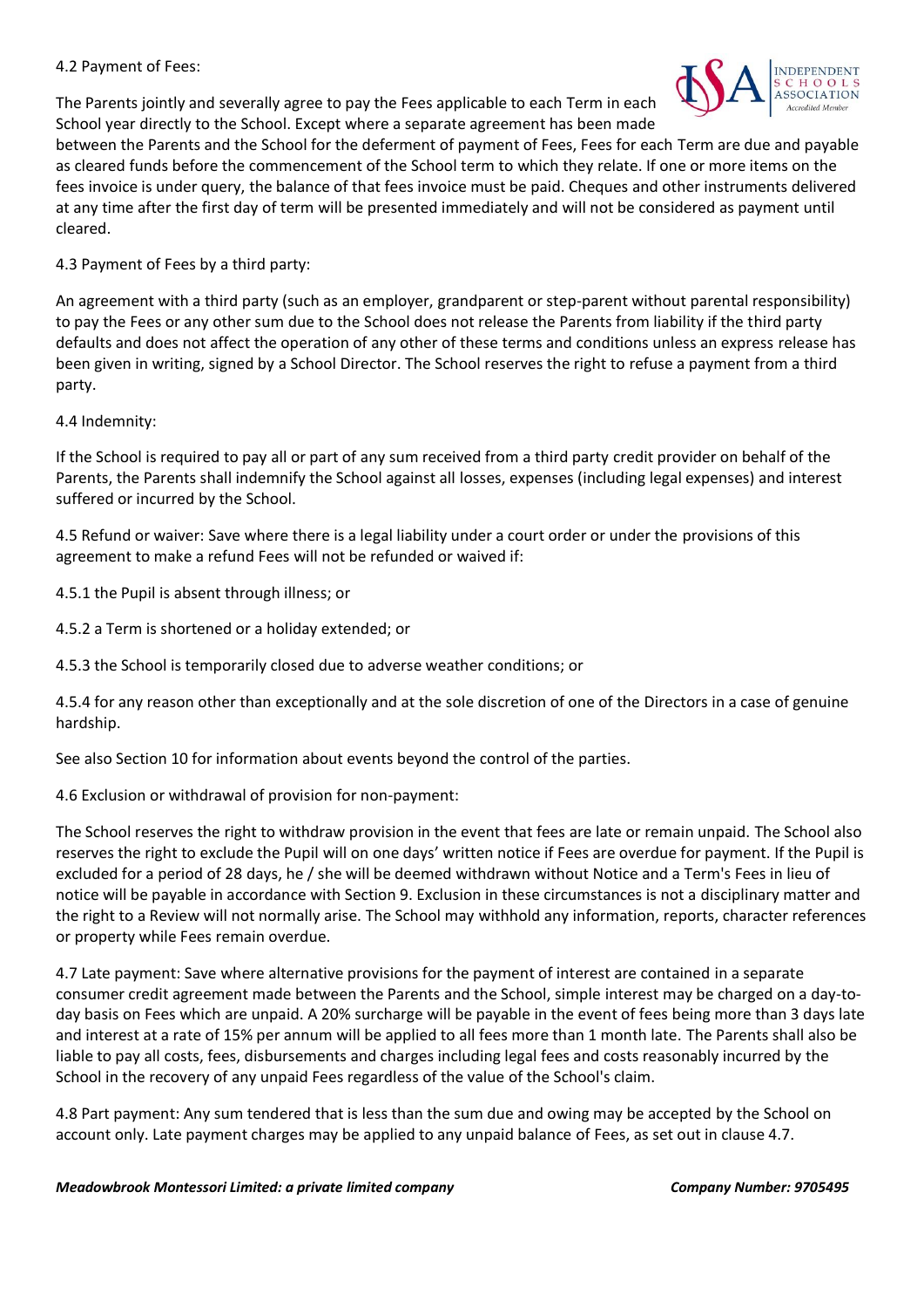4.2 Payment of Fees:

The Parents jointly and severally agree to pay the Fees applicable to each Term in each School year directly to the School. Except where a separate agreement has been made between the Parents and the School for the deferment of payment of Fees, Fees for each Term are due and payable as cleared funds before the commencement of the School term to which they relate. If one or more items on the fees invoice is under query, the balance of that fees invoice must be paid. Cheques and other instruments delivered at any time after the first day of term will be presented immediately and will not be considered as payment until cleared.

4.3 Payment of Fees by a third party:

An agreement with a third party (such as an employer, grandparent or step-parent without parental responsibility) to pay the Fees or any other sum due to the School does not release the Parents from liability if the third party defaults and does not affect the operation of any other of these terms and conditions unless an express release has been given in writing, signed by a School Director. The School reserves the right to refuse a payment from a third party.

4.4 Indemnity:

If the School is required to pay all or part of any sum received from a third party credit provider on behalf of the Parents, the Parents shall indemnify the School against all losses, expenses (including legal expenses) and interest suffered or incurred by the School.

4.5 Refund or waiver: Save where there is a legal liability under a court order or under the provisions of this agreement to make a refund Fees will not be refunded or waived if:

4.5.1 the Pupil is absent through illness; or

4.5.2 a Term is shortened or a holiday extended; or

4.5.3 the School is temporarily closed due to adverse weather conditions; or

4.5.4 for any reason other than exceptionally and at the sole discretion of one of the Directors in a case of genuine hardship.

See also Section 10 for information about events beyond the control of the parties.

4.6 Exclusion or withdrawal of provision for non-payment:

The School reserves the right to withdraw provision in the event that fees are late or remain unpaid. The School also reserves the right to exclude the Pupil will on one days' written notice if Fees are overdue for payment. If the Pupil is excluded for a period of 28 days, he / she will be deemed withdrawn without Notice and a Term's Fees in lieu of notice will be payable in accordance with Section 9. Exclusion in these circumstances is not a disciplinary matter and the right to a Review will not normally arise. The School may withhold any information, reports, character references or property while Fees remain overdue.

4.7 Late payment: Save where alternative provisions for the payment of interest are contained in a separate consumer credit agreement made between the Parents and the School, simple interest may be charged on a day-to-day basis on Fees which are unpaid. A 20% surcharge will be payable in the event of fees being more than 3 days late and interest at a rate of 15% per annum will be applied to all fees more than 1 month late. The Parents shall also be liable to pay all costs, fees, disbursements and charges including legal fees and costs reasonably incurred by the School in the recovery of any unpaid Fees regardless of the value of the School's claim.

4.8 Part payment: Any sum tendered that is less than the sum due and owing may be accepted by the School on account only. Late payment charges may be applied to any unpaid balance of Fees, as set out in clause 4.7.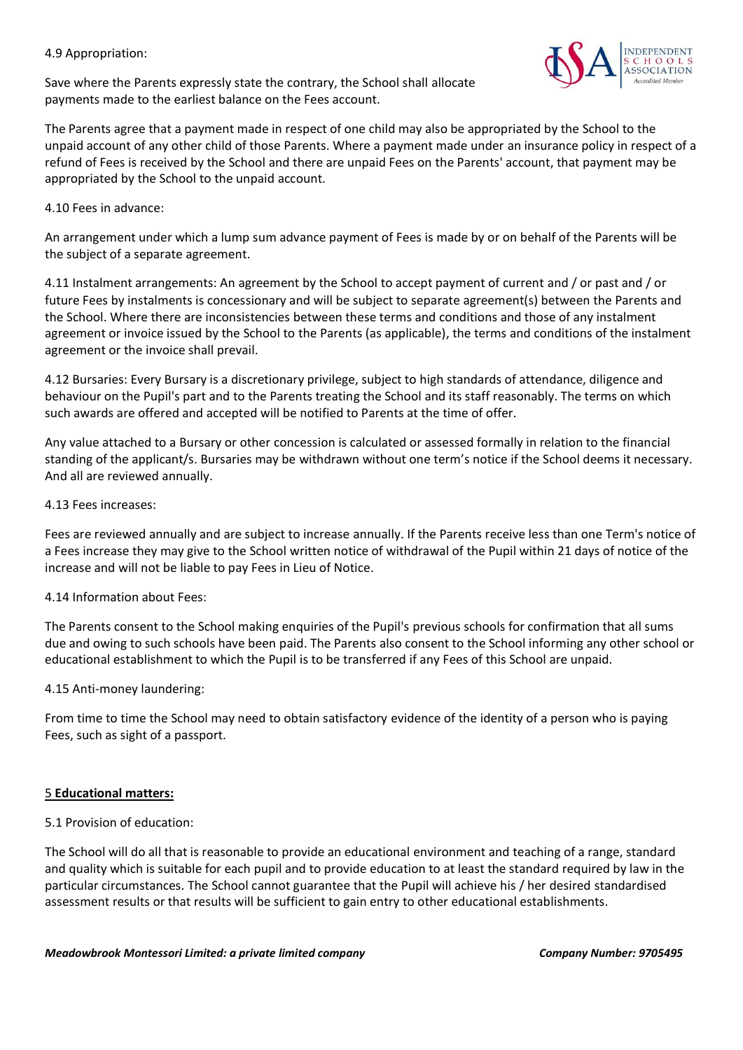4.9 Appropriation:

Save where the Parents expressly state the contrary, the School shall allocate payments made to the earliest balance on the Fees account.

The Parents agree that a payment made in respect of one child may also be appropriated by the School to the unpaid account of any other child of those Parents. Where a payment made under an insurance policy in respect of a refund of Fees is received by the School and there are unpaid Fees on the Parents' account, that payment may be appropriated by the School to the unpaid account.

4.10 Fees in advance:

An arrangement under which a lump sum advance payment of Fees is made by or on behalf of the Parents will be the subject of a separate agreement.

4.11 Instalment arrangements: An agreement by the School to accept payment of current and / or past and / or future Fees by instalments is concessionary and will be subject to separate agreement(s) between the Parents and the School. Where there are inconsistencies between these terms and conditions and those of any instalment agreement or invoice issued by the School to the Parents (as applicable), the terms and conditions of the instalment agreement or the invoice shall prevail.

4.12 Bursaries: Every Bursary is a discretionary privilege, subject to high standards of attendance, diligence and behaviour on the Pupil's part and to the Parents treating the School and its staff reasonably. The terms on which such awards are offered and accepted will be notified to Parents at the time of offer.

Any value attached to a Bursary or other concession is calculated or assessed formally in relation to the financial standing of the applicant/s. Bursaries may be withdrawn without one term's notice if the School deems it necessary. And all are reviewed annually.

4.13 Fees increases:

Fees are reviewed annually and are subject to increase annually. If the Parents receive less than one Term's notice of a Fees increase they may give to the School written notice of withdrawal of the Pupil within 21 days of notice of the increase and will not be liable to pay Fees in Lieu of Notice.

4.14 Information about Fees:

The Parents consent to the School making enquiries of the Pupil's previous schools for confirmation that all sums due and owing to such schools have been paid. The Parents also consent to the School informing any other school or educational establishment to which the Pupil is to be transferred if any Fees of this School are unpaid.

4.15 Anti-money laundering:

From time to time the School may need to obtain satisfactory evidence of the identity of a person who is paying Fees, such as sight of a passport.

## 5 **Educational matters:**

5.1 Provision of education:

The School will do all that is reasonable to provide an educational environment and teaching of a range, standard and quality which is suitable for each pupil and to provide education to at least the standard required by law in the particular circumstances. The School cannot guarantee that the Pupil will achieve his / her desired standardised assessment results or that results will be sufficient to gain entry to other educational establishments.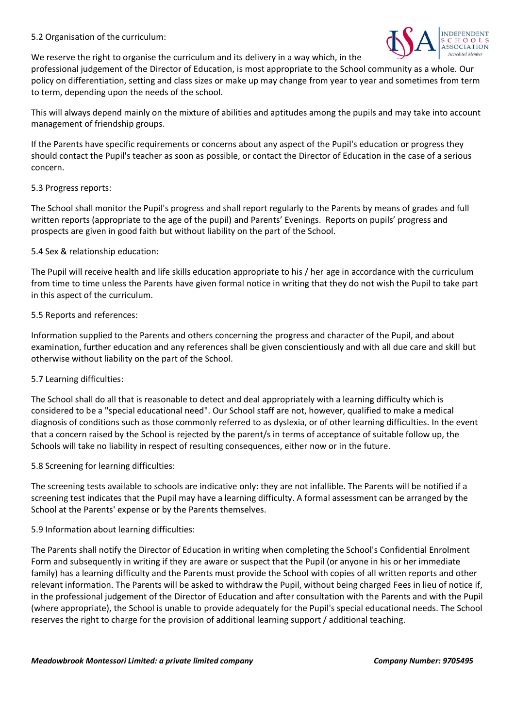5.2 Organisation of the curriculum:

We reserve the right to organise the curriculum and its delivery in a way which, in the professional judgement of the Director of Education, is most appropriate to the School community as a whole. Our policy on differentiation, setting and class sizes or make up may change from year to year and sometimes from term to term, depending upon the needs of the school.

This will always depend mainly on the mixture of abilities and aptitudes among the pupils and may take into account management of friendship groups.

If the Parents have specific requirements or concerns about any aspect of the Pupil's education or progress they should contact the Pupil's teacher as soon as possible, or contact the Director of Education in the case of a serious concern.

5.3 Progress reports:

The School shall monitor the Pupil's progress and shall report regularly to the Parents by means of grades and full written reports (appropriate to the age of the pupil) and Parents' Evenings. Reports on pupils' progress and prospects are given in good faith but without liability on the part of the School.

5.4 Sex & relationship education:

The Pupil will receive health and life skills education appropriate to his / her age in accordance with the curriculum from time to time unless the Parents have given formal notice in writing that they do not wish the Pupil to take part in this aspect of the curriculum.

5.5 Reports and references:

Information supplied to the Parents and others concerning the progress and character of the Pupil, and about examination, further education and any references shall be given conscientiously and with all due care and skill but otherwise without liability on the part of the School.

5.7 Learning difficulties:

The School shall do all that is reasonable to detect and deal appropriately with a learning difficulty which is considered to be a "special educational need". Our School staff are not, however, qualified to make a medical diagnosis of conditions such as those commonly referred to as dyslexia, or of other learning difficulties. In the event that a concern raised by the School is rejected by the parent/s in terms of acceptance of suitable follow up, the Schools will take no liability in respect of resulting consequences, either now or in the future.

5.8 Screening for learning difficulties:

The screening tests available to schools are indicative only: they are not infallible. The Parents will be notified if a screening test indicates that the Pupil may have a learning difficulty. A formal assessment can be arranged by the School at the Parents' expense or by the Parents themselves.

5.9 Information about learning difficulties:

The Parents shall notify the Director of Education in writing when completing the School's Confidential Enrolment Form and subsequently in writing if they are aware or suspect that the Pupil (or anyone in his or her immediate family) has a learning difficulty and the Parents must provide the School with copies of all written reports and other relevant information. The Parents will be asked to withdraw the Pupil, without being charged Fees in lieu of notice if, in the professional judgement of the Director of Education and after consultation with the Parents and with the Pupil (where appropriate), the School is unable to provide adequately for the Pupil's special educational needs. The School reserves the right to charge for the provision of additional learning support / additional teaching.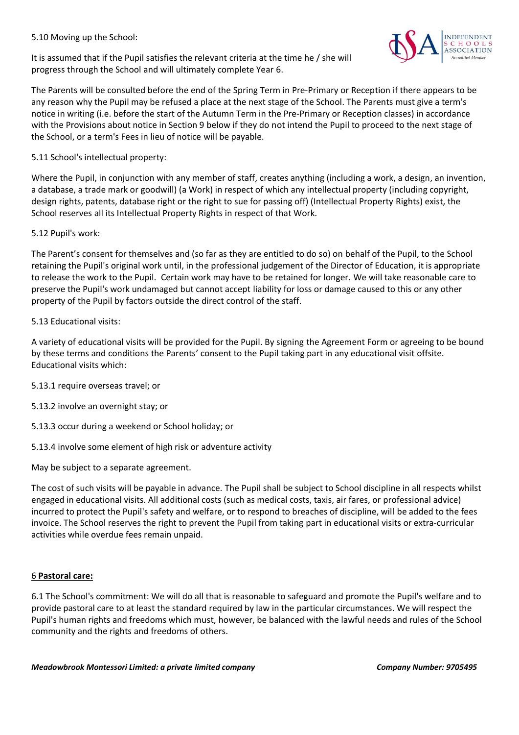5.10 Moving up the School:

It is assumed that if the Pupil satisfies the relevant criteria at the time he / she will progress through the School and will ultimately complete Year 6.

The Parents will be consulted before the end of the Spring Term in Pre-Primary or Reception if there appears to be any reason why the Pupil may be refused a place at the next stage of the School. The Parents must give a term's notice in writing (i.e. before the start of the Autumn Term in the Pre-Primary or Reception classes) in accordance with the Provisions about notice in Section 9 below if they do not intend the Pupil to proceed to the next stage of the School, or a term's Fees in lieu of notice will be payable.

5.11 School's intellectual property:

Where the Pupil, in conjunction with any member of staff, creates anything (including a work, a design, an invention, a database, a trade mark or goodwill) (a Work) in respect of which any intellectual property (including copyright, design rights, patents, database right or the right to sue for passing off) (Intellectual Property Rights) exist, the School reserves all its Intellectual Property Rights in respect of that Work.

5.12 Pupil's work:

The Parent's consent for themselves and (so far as they are entitled to do so) on behalf of the Pupil, to the School retaining the Pupil's original work until, in the professional judgement of the Director of Education, it is appropriate to release the work to the Pupil. Certain work may have to be retained for longer. We will take reasonable care to preserve the Pupil's work undamaged but cannot accept liability for loss or damage caused to this or any other property of the Pupil by factors outside the direct control of the staff.

5.13 Educational visits:

A variety of educational visits will be provided for the Pupil. By signing the Agreement Form or agreeing to be bound by these terms and conditions the Parents' consent to the Pupil taking part in any educational visit offsite. Educational visits which:

5.13.1 require overseas travel; or

5.13.2 involve an overnight stay; or

5.13.3 occur during a weekend or School holiday; or

5.13.4 involve some element of high risk or adventure activity

May be subject to a separate agreement.

The cost of such visits will be payable in advance. The Pupil shall be subject to School discipline in all respects whilst engaged in educational visits. All additional costs (such as medical costs, taxis, air fares, or professional advice) incurred to protect the Pupil's safety and welfare, or to respond to breaches of discipline, will be added to the fees invoice. The School reserves the right to prevent the Pupil from taking part in educational visits or extra-curricular activities while overdue fees remain unpaid.

## 6 **Pastoral care:**

6.1 The School's commitment: We will do all that is reasonable to safeguard and promote the Pupil's welfare and to provide pastoral care to at least the standard required by law in the particular circumstances. We will respect the Pupil's human rights and freedoms which must, however, be balanced with the lawful needs and rules of the School community and the rights and freedoms of others.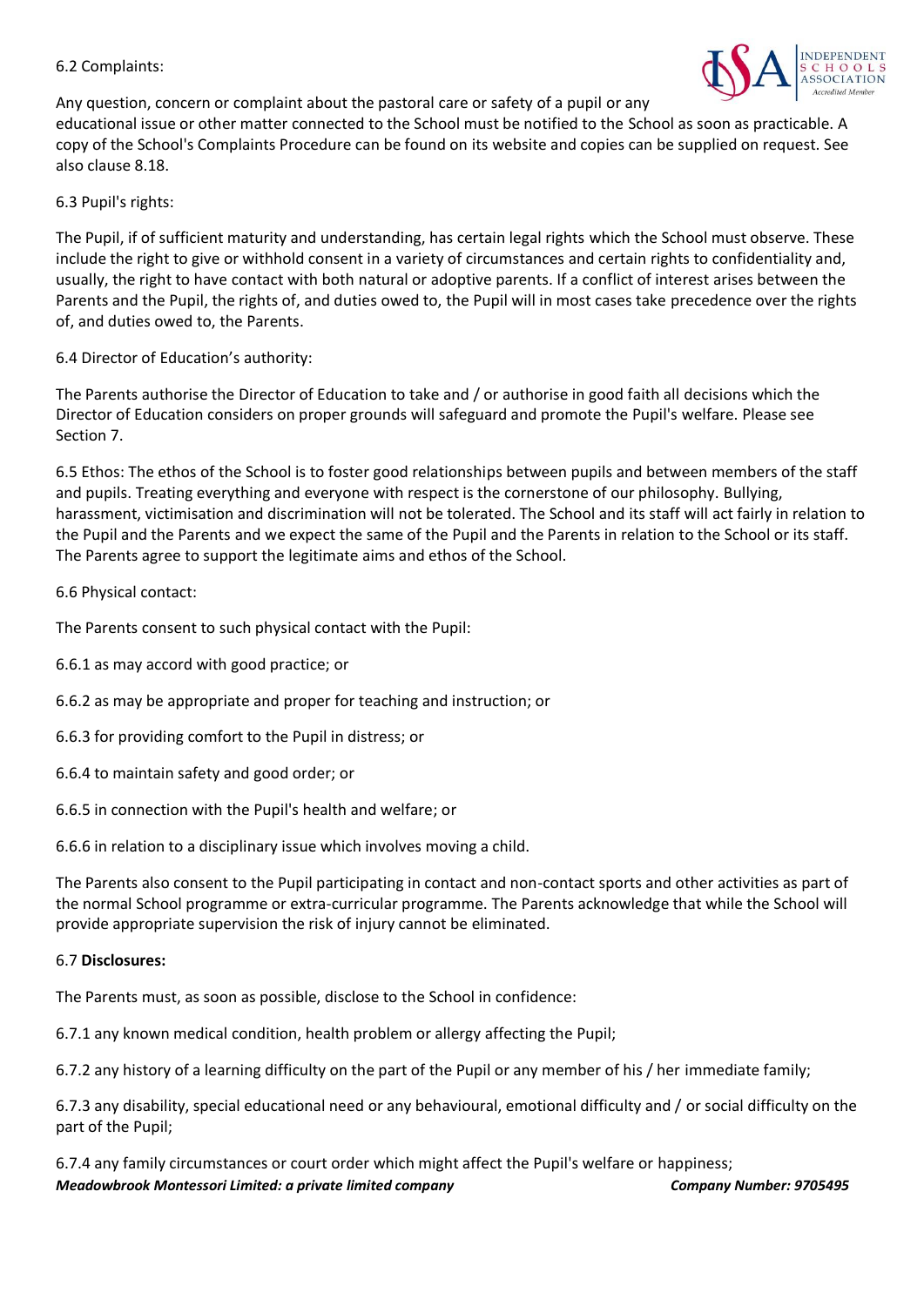6.2 Complaints:

Any question, concern or complaint about the pastoral care or safety of a pupil or any educational issue or other matter connected to the School must be notified to the School as soon as practicable. A copy of the School's Complaints Procedure can be found on its website and copies can be supplied on request. See also clause 8.18.

6.3 Pupil's rights:

The Pupil, if of sufficient maturity and understanding, has certain legal rights which the School must observe. These include the right to give or withhold consent in a variety of circumstances and certain rights to confidentiality and, usually, the right to have contact with both natural or adoptive parents. If a conflict of interest arises between the Parents and the Pupil, the rights of, and duties owed to, the Pupil will in most cases take precedence over the rights of, and duties owed to, the Parents.

6.4 Director of Education's authority:

The Parents authorise the Director of Education to take and / or authorise in good faith all decisions which the Director of Education considers on proper grounds will safeguard and promote the Pupil's welfare. Please see Section 7.

6.5 Ethos: The ethos of the School is to foster good relationships between pupils and between members of the staff and pupils. Treating everything and everyone with respect is the cornerstone of our philosophy. Bullying, harassment, victimisation and discrimination will not be tolerated. The School and its staff will act fairly in relation to the Pupil and the Parents and we expect the same of the Pupil and the Parents in relation to the School or its staff. The Parents agree to support the legitimate aims and ethos of the School.

6.6 Physical contact:

The Parents consent to such physical contact with the Pupil:

6.6.1 as may accord with good practice; or

6.6.2 as may be appropriate and proper for teaching and instruction; or

6.6.3 for providing comfort to the Pupil in distress; or

6.6.4 to maintain safety and good order; or

6.6.5 in connection with the Pupil's health and welfare; or

6.6.6 in relation to a disciplinary issue which involves moving a child.

The Parents also consent to the Pupil participating in contact and non-contact sports and other activities as part of the normal School programme or extra-curricular programme. The Parents acknowledge that while the School will provide appropriate supervision the risk of injury cannot be eliminated.

6.7 **Disclosures:**

The Parents must, as soon as possible, disclose to the School in confidence:

6.7.1 any known medical condition, health problem or allergy affecting the Pupil;

6.7.2 any history of a learning difficulty on the part of the Pupil or any member of his / her immediate family;

6.7.3 any disability, special educational need or any behavioural, emotional difficulty and / or social difficulty on the part of the Pupil;

6.7.4 any family circumstances or court order which might affect the Pupil's welfare or happiness;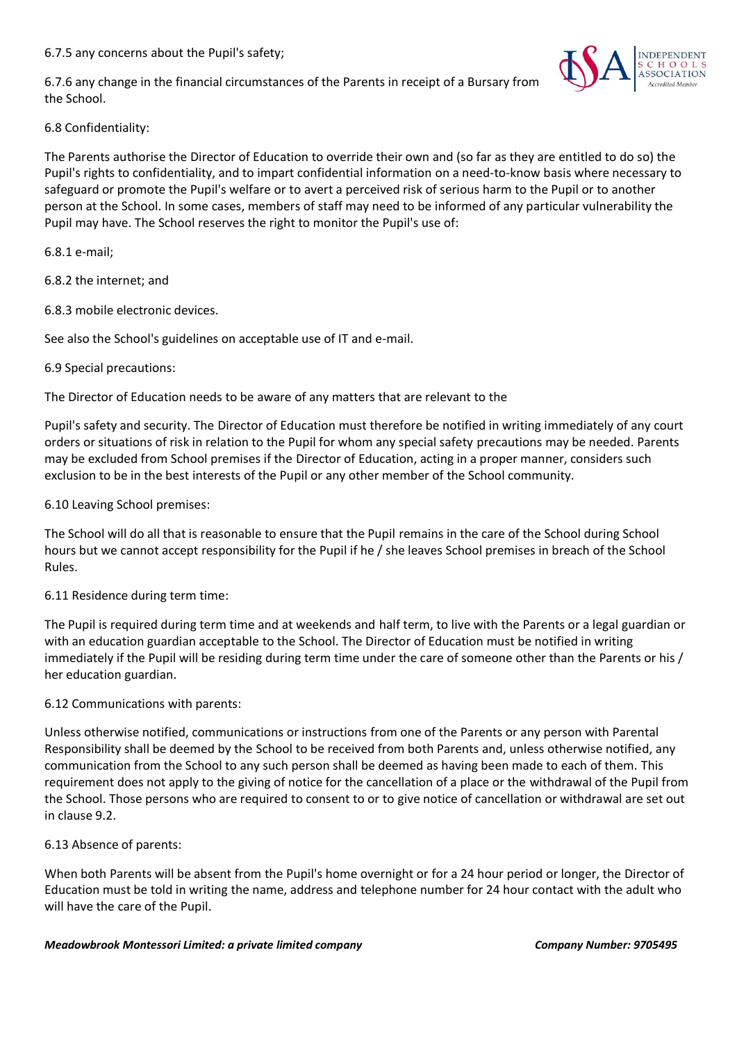6.7.5 any concerns about the Pupil's safety;

6.7.6 any change in the financial circumstances of the Parents in receipt of a Bursary from the School.

6.8 Confidentiality:

The Parents authorise the Director of Education to override their own and (so far as they are entitled to do so) the Pupil's rights to confidentiality, and to impart confidential information on a need-to-know basis where necessary to safeguard or promote the Pupil's welfare or to avert a perceived risk of serious harm to the Pupil or to another person at the School. In some cases, members of staff may need to be informed of any particular vulnerability the Pupil may have. The School reserves the right to monitor the Pupil's use of:

6.8.1 e-mail;

6.8.2 the internet; and

6.8.3 mobile electronic devices.

See also the School's guidelines on acceptable use of IT and e-mail.

6.9 Special precautions:

The Director of Education needs to be aware of any matters that are relevant to the

Pupil's safety and security. The Director of Education must therefore be notified in writing immediately of any court orders or situations of risk in relation to the Pupil for whom any special safety precautions may be needed. Parents may be excluded from School premises if the Director of Education, acting in a proper manner, considers such exclusion to be in the best interests of the Pupil or any other member of the School community.

6.10 Leaving School premises:

The School will do all that is reasonable to ensure that the Pupil remains in the care of the School during School hours but we cannot accept responsibility for the Pupil if he / she leaves School premises in breach of the School Rules.

6.11 Residence during term time:

The Pupil is required during term time and at weekends and half term, to live with the Parents or a legal guardian or with an education guardian acceptable to the School. The Director of Education must be notified in writing immediately if the Pupil will be residing during term time under the care of someone other than the Parents or his / her education guardian.

6.12 Communications with parents:

Unless otherwise notified, communications or instructions from one of the Parents or any person with Parental Responsibility shall be deemed by the School to be received from both Parents and, unless otherwise notified, any communication from the School to any such person shall be deemed as having been made to each of them. This requirement does not apply to the giving of notice for the cancellation of a place or the withdrawal of the Pupil from the School. Those persons who are required to consent to or to give notice of cancellation or withdrawal are set out in clause 9.2.

6.13 Absence of parents:

When both Parents will be absent from the Pupil's home overnight or for a 24 hour period or longer, the Director of Education must be told in writing the name, address and telephone number for 24 hour contact with the adult who will have the care of the Pupil.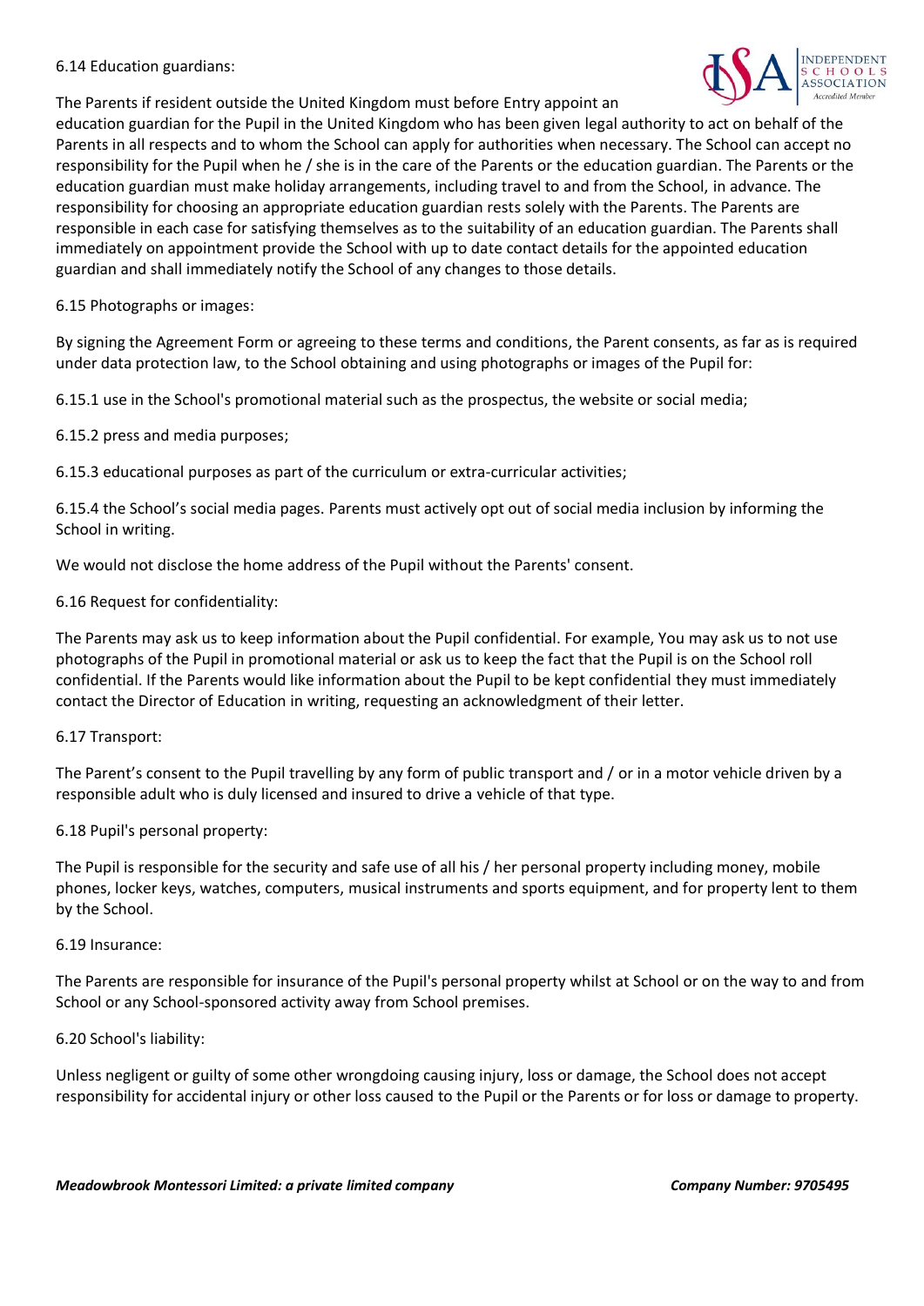6.14 Education guardians:

The Parents if resident outside the United Kingdom must before Entry appoint an education guardian for the Pupil in the United Kingdom who has been given legal authority to act on behalf of the Parents in all respects and to whom the School can apply for authorities when necessary. The School can accept no responsibility for the Pupil when he / she is in the care of the Parents or the education guardian. The Parents or the education guardian must make holiday arrangements, including travel to and from the School, in advance. The responsibility for choosing an appropriate education guardian rests solely with the Parents. The Parents are responsible in each case for satisfying themselves as to the suitability of an education guardian. The Parents shall immediately on appointment provide the School with up to date contact details for the appointed education guardian and shall immediately notify the School of any changes to those details.

6.15 Photographs or images:

By signing the Agreement Form or agreeing to these terms and conditions, the Parent consents, as far as is required under data protection law, to the School obtaining and using photographs or images of the Pupil for:

6.15.1 use in the School's promotional material such as the prospectus, the website or social media;

6.15.2 press and media purposes;

6.15.3 educational purposes as part of the curriculum or extra-curricular activities;

6.15.4 the School's social media pages. Parents must actively opt out of social media inclusion by informing the School in writing.

We would not disclose the home address of the Pupil without the Parents' consent.

6.16 Request for confidentiality:

The Parents may ask us to keep information about the Pupil confidential. For example, You may ask us to not use photographs of the Pupil in promotional material or ask us to keep the fact that the Pupil is on the School roll confidential. If the Parents would like information about the Pupil to be kept confidential they must immediately contact the Director of Education in writing, requesting an acknowledgment of their letter.

6.17 Transport:

The Parent's consent to the Pupil travelling by any form of public transport and / or in a motor vehicle driven by a responsible adult who is duly licensed and insured to drive a vehicle of that type.

6.18 Pupil's personal property:

The Pupil is responsible for the security and safe use of all his / her personal property including money, mobile phones, locker keys, watches, computers, musical instruments and sports equipment, and for property lent to them by the School.

6.19 Insurance:

The Parents are responsible for insurance of the Pupil's personal property whilst at School or on the way to and from School or any School-sponsored activity away from School premises.

6.20 School's liability:

Unless negligent or guilty of some other wrongdoing causing injury, loss or damage, the School does not accept responsibility for accidental injury or other loss caused to the Pupil or the Parents or for loss or damage to property.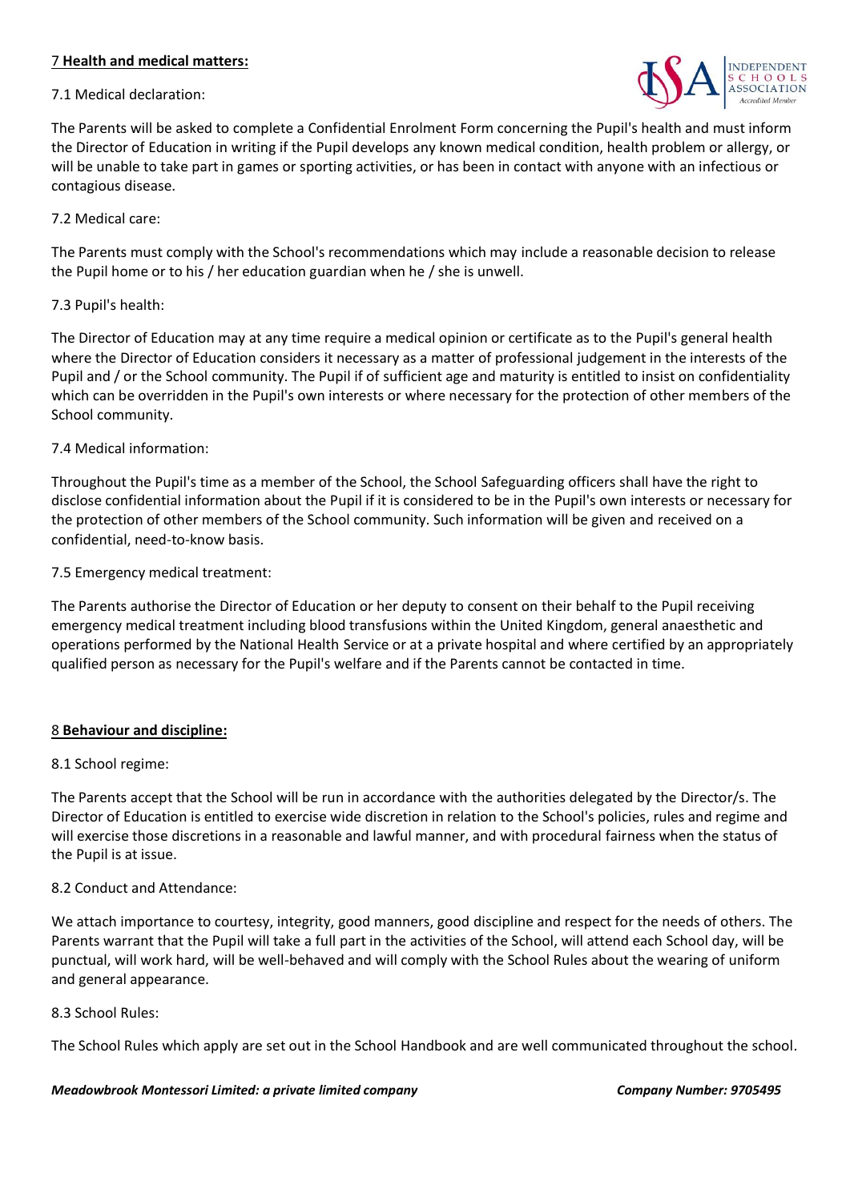## 7 **Health and medical matters:**

7.1 Medical declaration:

The Parents will be asked to complete a Confidential Enrolment Form concerning the Pupil's health and must inform the Director of Education in writing if the Pupil develops any known medical condition, health problem or allergy, or will be unable to take part in games or sporting activities, or has been in contact with anyone with an infectious or contagious disease.

7.2 Medical care:

The Parents must comply with the School's recommendations which may include a reasonable decision to release the Pupil home or to his / her education guardian when he / she is unwell.

7.3 Pupil's health:

The Director of Education may at any time require a medical opinion or certificate as to the Pupil's general health where the Director of Education considers it necessary as a matter of professional judgement in the interests of the Pupil and / or the School community. The Pupil if of sufficient age and maturity is entitled to insist on confidentiality which can be overridden in the Pupil's own interests or where necessary for the protection of other members of the School community.

7.4 Medical information:

Throughout the Pupil's time as a member of the School, the School Safeguarding officers shall have the right to disclose confidential information about the Pupil if it is considered to be in the Pupil's own interests or necessary for the protection of other members of the School community. Such information will be given and received on a confidential, need-to-know basis.

7.5 Emergency medical treatment:

The Parents authorise the Director of Education or her deputy to consent on their behalf to the Pupil receiving emergency medical treatment including blood transfusions within the United Kingdom, general anaesthetic and operations performed by the National Health Service or at a private hospital and where certified by an appropriately qualified person as necessary for the Pupil's welfare and if the Parents cannot be contacted in time.

## 8 **Behaviour and discipline:**

8.1 School regime:

The Parents accept that the School will be run in accordance with the authorities delegated by the Director/s. The Director of Education is entitled to exercise wide discretion in relation to the School's policies, rules and regime and will exercise those discretions in a reasonable and lawful manner, and with procedural fairness when the status of the Pupil is at issue.

8.2 Conduct and Attendance:

We attach importance to courtesy, integrity, good manners, good discipline and respect for the needs of others. The Parents warrant that the Pupil will take a full part in the activities of the School, will attend each School day, will be punctual, will work hard, will be well-behaved and will comply with the School Rules about the wearing of uniform and general appearance.

8.3 School Rules:

The School Rules which apply are set out in the School Handbook and are well communicated throughout the school.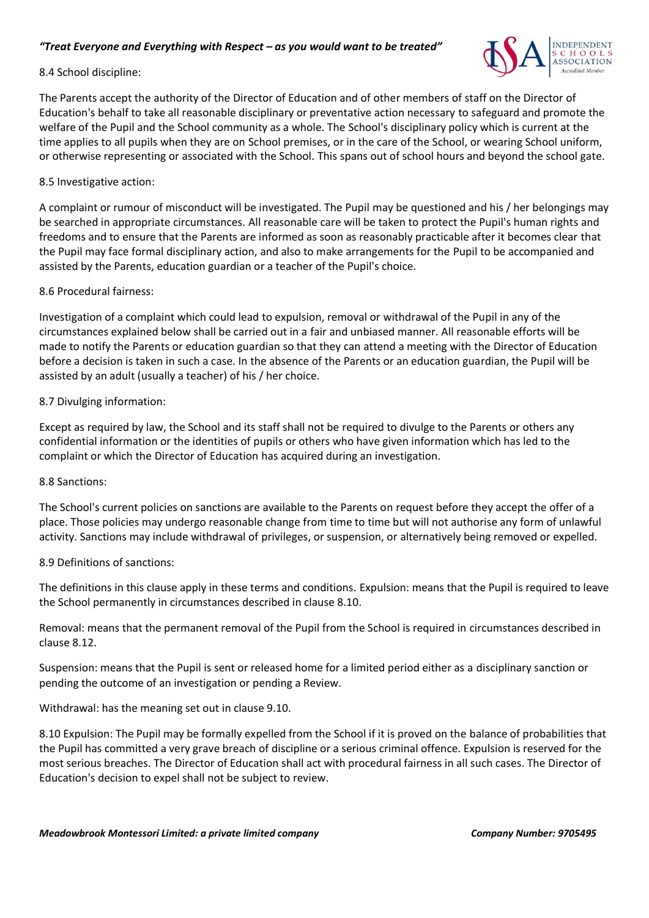8.4 School discipline:

The Parents accept the authority of the Director of Education and of other members of staff on the Director of Education's behalf to take all reasonable disciplinary or preventative action necessary to safeguard and promote the welfare of the Pupil and the School community as a whole. The School's disciplinary policy which is current at the time applies to all pupils when they are on School premises, or in the care of the School, or wearing School uniform, or otherwise representing or associated with the School. This spans out of school hours and beyond the school gate.

8.5 Investigative action:

A complaint or rumour of misconduct will be investigated. The Pupil may be questioned and his / her belongings may be searched in appropriate circumstances. All reasonable care will be taken to protect the Pupil's human rights and freedoms and to ensure that the Parents are informed as soon as reasonably practicable after it becomes clear that the Pupil may face formal disciplinary action, and also to make arrangements for the Pupil to be accompanied and assisted by the Parents, education guardian or a teacher of the Pupil's choice.

8.6 Procedural fairness:

Investigation of a complaint which could lead to expulsion, removal or withdrawal of the Pupil in any of the circumstances explained below shall be carried out in a fair and unbiased manner. All reasonable efforts will be made to notify the Parents or education guardian so that they can attend a meeting with the Director of Education before a decision is taken in such a case. In the absence of the Parents or an education guardian, the Pupil will be assisted by an adult (usually a teacher) of his / her choice.

8.7 Divulging information:

Except as required by law, the School and its staff shall not be required to divulge to the Parents or others any confidential information or the identities of pupils or others who have given information which has led to the complaint or which the Director of Education has acquired during an investigation.

8.8 Sanctions:

The School's current policies on sanctions are available to the Parents on request before they accept the offer of a place. Those policies may undergo reasonable change from time to time but will not authorise any form of unlawful activity. Sanctions may include withdrawal of privileges, or suspension, or alternatively being removed or expelled.

8.9 Definitions of sanctions:

The definitions in this clause apply in these terms and conditions. Expulsion: means that the Pupil is required to leave the School permanently in circumstances described in clause 8.10.

Removal: means that the permanent removal of the Pupil from the School is required in circumstances described in clause 8.12.

Suspension: means that the Pupil is sent or released home for a limited period either as a disciplinary sanction or pending the outcome of an investigation or pending a Review.

Withdrawal: has the meaning set out in clause 9.10.

8.10 Expulsion: The Pupil may be formally expelled from the School if it is proved on the balance of probabilities that the Pupil has committed a very grave breach of discipline or a serious criminal offence. Expulsion is reserved for the most serious breaches. The Director of Education shall act with procedural fairness in all such cases. The Director of Education's decision to expel shall not be subject to review.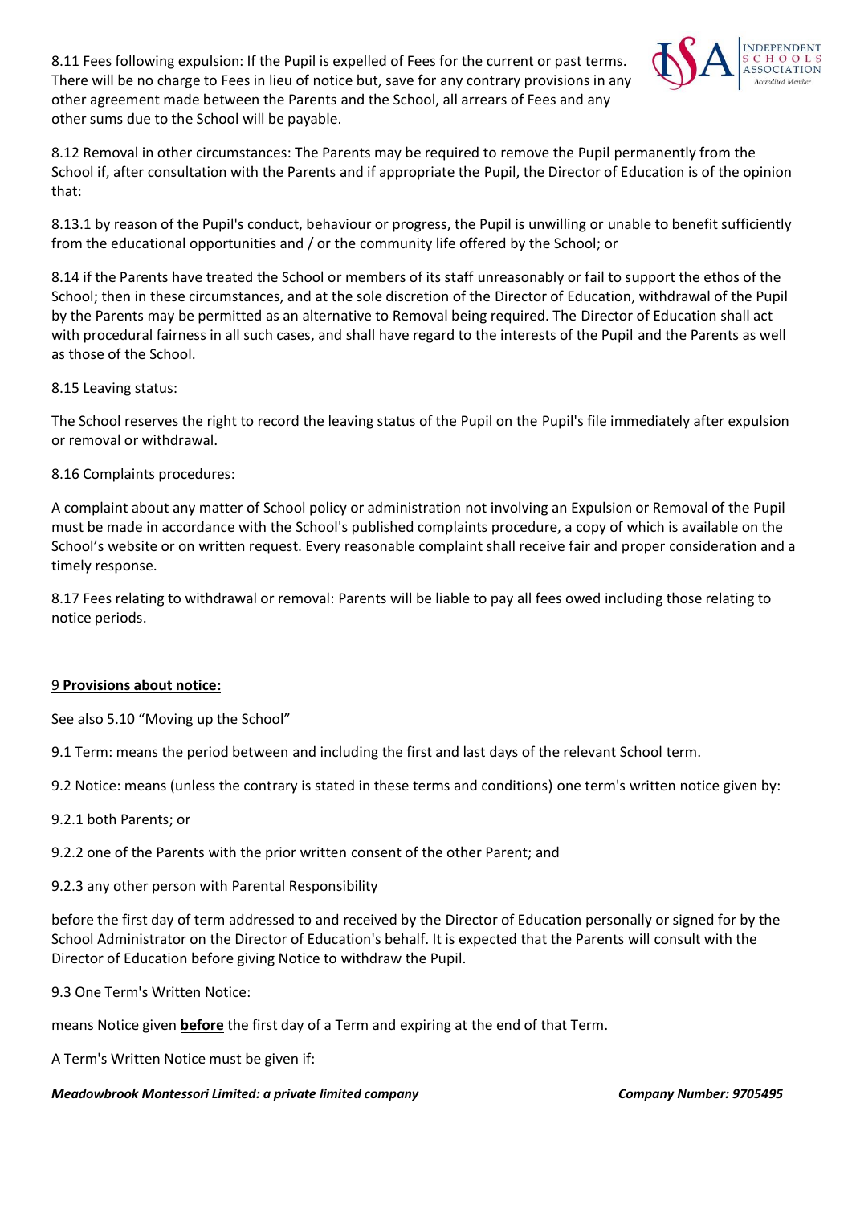8.11 Fees following expulsion: If the Pupil is expelled of Fees for the current or past terms. There will be no charge to Fees in lieu of notice but, save for any contrary provisions in any other agreement made between the Parents and the School, all arrears of Fees and any other sums due to the School will be payable.

8.12 Removal in other circumstances: The Parents may be required to remove the Pupil permanently from the School if, after consultation with the Parents and if appropriate the Pupil, the Director of Education is of the opinion that:

8.13.1 by reason of the Pupil's conduct, behaviour or progress, the Pupil is unwilling or unable to benefit sufficiently from the educational opportunities and / or the community life offered by the School; or

8.14 if the Parents have treated the School or members of its staff unreasonably or fail to support the ethos of the School; then in these circumstances, and at the sole discretion of the Director of Education, withdrawal of the Pupil by the Parents may be permitted as an alternative to Removal being required. The Director of Education shall act with procedural fairness in all such cases, and shall have regard to the interests of the Pupil and the Parents as well as those of the School.

8.15 Leaving status:

The School reserves the right to record the leaving status of the Pupil on the Pupil's file immediately after expulsion or removal or withdrawal.

8.16 Complaints procedures:

A complaint about any matter of School policy or administration not involving an Expulsion or Removal of the Pupil must be made in accordance with the School's published complaints procedure, a copy of which is available on the School's website or on written request. Every reasonable complaint shall receive fair and proper consideration and a timely response.

8.17 Fees relating to withdrawal or removal: Parents will be liable to pay all fees owed including those relating to notice periods.

## 9 **Provisions about notice:**

See also 5.10 "Moving up the School"

9.1 Term: means the period between and including the first and last days of the relevant School term.

9.2 Notice: means (unless the contrary is stated in these terms and conditions) one term's written notice given by:

9.2.1 both Parents; or

9.2.2 one of the Parents with the prior written consent of the other Parent; and

9.2.3 any other person with Parental Responsibility

before the first day of term addressed to and received by the Director of Education personally or signed for by the School Administrator on the Director of Education's behalf. It is expected that the Parents will consult with the Director of Education before giving Notice to withdraw the Pupil.

9.3 One Term's Written Notice:

means Notice given **before** the first day of a Term and expiring at the end of that Term.

A Term's Written Notice must be given if: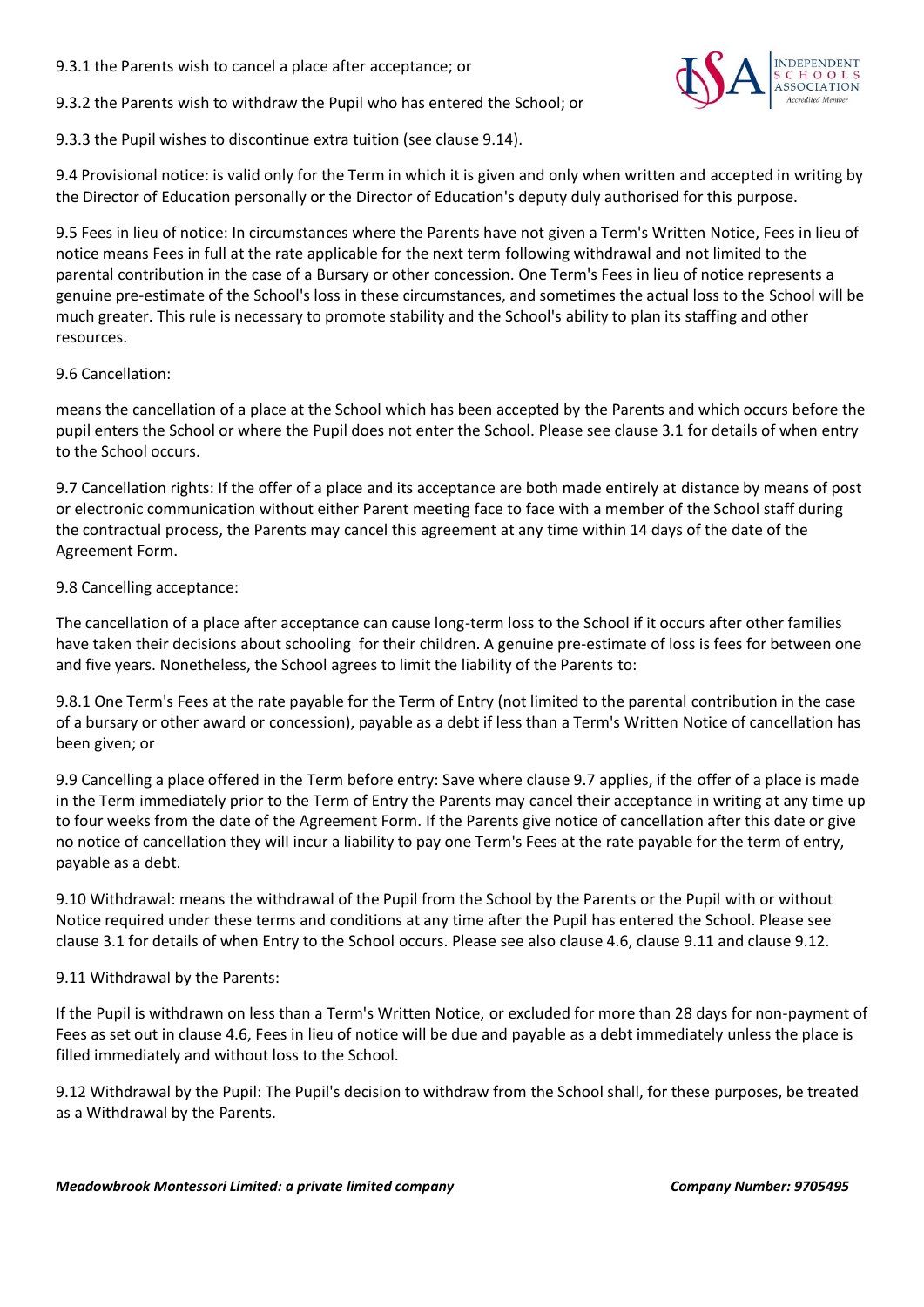9.3.1 the Parents wish to cancel a place after acceptance; or

9.3.2 the Parents wish to withdraw the Pupil who has entered the School; or

9.3.3 the Pupil wishes to discontinue extra tuition (see clause 9.14).

9.4 Provisional notice: is valid only for the Term in which it is given and only when written and accepted in writing by the Director of Education personally or the Director of Education's deputy duly authorised for this purpose.

9.5 Fees in lieu of notice: In circumstances where the Parents have not given a Term's Written Notice, Fees in lieu of notice means Fees in full at the rate applicable for the next term following withdrawal and not limited to the parental contribution in the case of a Bursary or other concession. One Term's Fees in lieu of notice represents a genuine pre-estimate of the School's loss in these circumstances, and sometimes the actual loss to the School will be much greater. This rule is necessary to promote stability and the School's ability to plan its staffing and other resources.

9.6 Cancellation:

means the cancellation of a place at the School which has been accepted by the Parents and which occurs before the pupil enters the School or where the Pupil does not enter the School. Please see clause 3.1 for details of when entry to the School occurs.

9.7 Cancellation rights: If the offer of a place and its acceptance are both made entirely at distance by means of post or electronic communication without either Parent meeting face to face with a member of the School staff during the contractual process, the Parents may cancel this agreement at any time within 14 days of the date of the Agreement Form.

9.8 Cancelling acceptance:

The cancellation of a place after acceptance can cause long-term loss to the School if it occurs after other families have taken their decisions about schooling for their children. A genuine pre-estimate of loss is fees for between one and five years. Nonetheless, the School agrees to limit the liability of the Parents to:

9.8.1 One Term's Fees at the rate payable for the Term of Entry (not limited to the parental contribution in the case of a bursary or other award or concession), payable as a debt if less than a Term's Written Notice of cancellation has been given; or

9.9 Cancelling a place offered in the Term before entry: Save where clause 9.7 applies, if the offer of a place is made in the Term immediately prior to the Term of Entry the Parents may cancel their acceptance in writing at any time up to four weeks from the date of the Agreement Form. If the Parents give notice of cancellation after this date or give no notice of cancellation they will incur a liability to pay one Term's Fees at the rate payable for the term of entry, payable as a debt.

9.10 Withdrawal: means the withdrawal of the Pupil from the School by the Parents or the Pupil with or without Notice required under these terms and conditions at any time after the Pupil has entered the School. Please see clause 3.1 for details of when Entry to the School occurs. Please see also clause 4.6, clause 9.11 and clause 9.12.

9.11 Withdrawal by the Parents:

If the Pupil is withdrawn on less than a Term's Written Notice, or excluded for more than 28 days for non-payment of Fees as set out in clause 4.6, Fees in lieu of notice will be due and payable as a debt immediately unless the place is filled immediately and without loss to the School.

9.12 Withdrawal by the Pupil: The Pupil's decision to withdraw from the School shall, for these purposes, be treated as a Withdrawal by the Parents.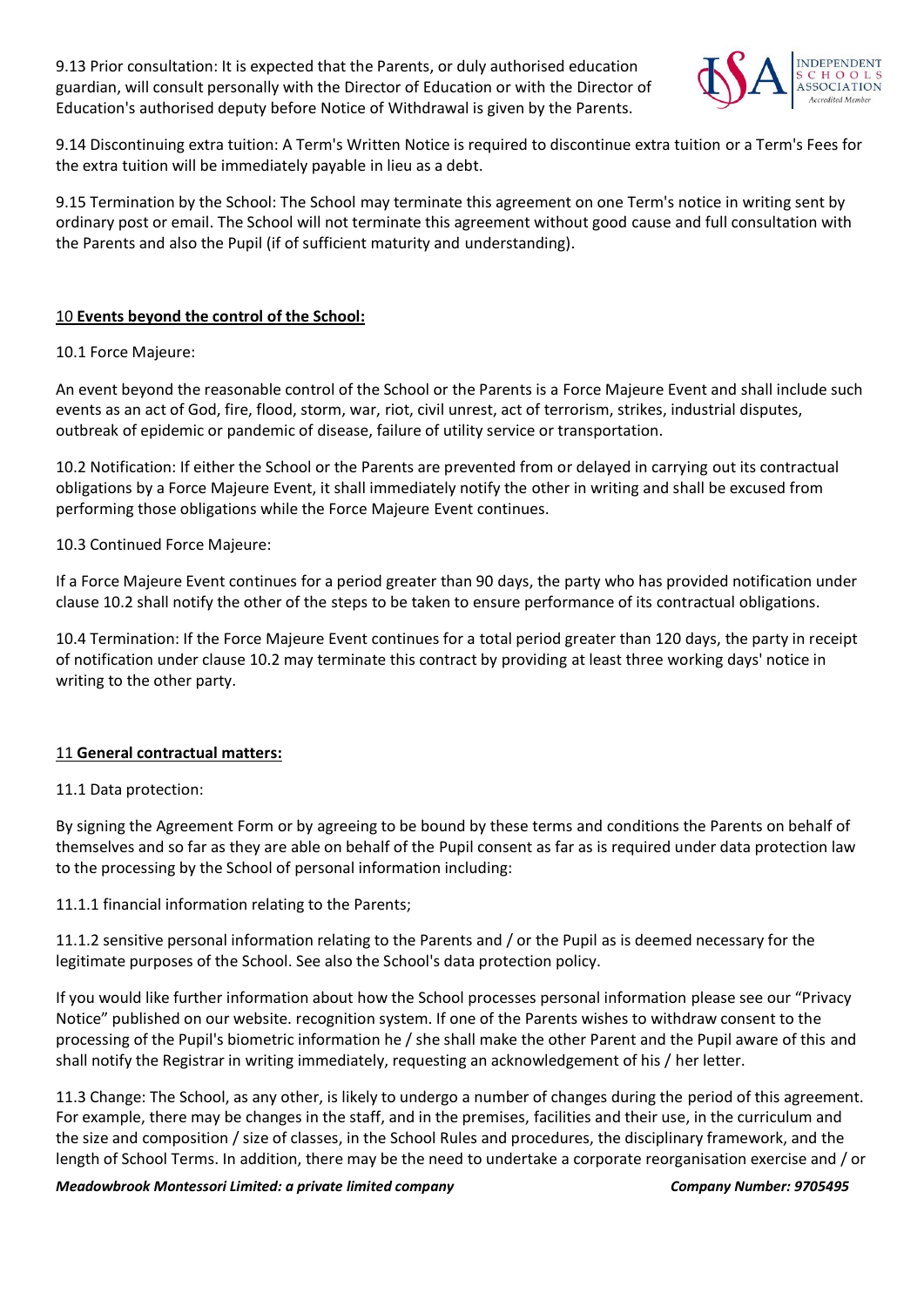9.13 Prior consultation: It is expected that the Parents, or duly authorised education guardian, will consult personally with the Director of Education or with the Director of Education's authorised deputy before Notice of Withdrawal is given by the Parents.

9.14 Discontinuing extra tuition: A Term's Written Notice is required to discontinue extra tuition or a Term's Fees for the extra tuition will be immediately payable in lieu as a debt.

9.15 Termination by the School: The School may terminate this agreement on one Term's notice in writing sent by ordinary post or email. The School will not terminate this agreement without good cause and full consultation with the Parents and also the Pupil (if of sufficient maturity and understanding).

## 10 Events beyond the control of the School:

10.1 Force Majeure:

An event beyond the reasonable control of the School or the Parents is a Force Majeure Event and shall include such events as an act of God, fire, flood, storm, war, riot, civil unrest, act of terrorism, strikes, industrial disputes, outbreak of epidemic or pandemic of disease, failure of utility service or transportation.

10.2 Notification: If either the School or the Parents are prevented from or delayed in carrying out its contractual obligations by a Force Majeure Event, it shall immediately notify the other in writing and shall be excused from performing those obligations while the Force Majeure Event continues.

10.3 Continued Force Majeure:

If a Force Majeure Event continues for a period greater than 90 days, the party who has provided notification under clause 10.2 shall notify the other of the steps to be taken to ensure performance of its contractual obligations.

10.4 Termination: If the Force Majeure Event continues for a total period greater than 120 days, the party in receipt of notification under clause 10.2 may terminate this contract by providing at least three working days' notice in writing to the other party.

## 11 General contractual matters:

11.1 Data protection:

By signing the Agreement Form or by agreeing to be bound by these terms and conditions the Parents on behalf of themselves and so far as they are able on behalf of the Pupil consent as far as is required under data protection law to the processing by the School of personal information including:

11.1.1 financial information relating to the Parents;

11.1.2 sensitive personal information relating to the Parents and / or the Pupil as is deemed necessary for the legitimate purposes of the School. See also the School's data protection policy.

If you would like further information about how the School processes personal information please see our "Privacy Notice" published on our website. recognition system. If one of the Parents wishes to withdraw consent to the processing of the Pupil's biometric information he / she shall make the other Parent and the Pupil aware of this and shall notify the Registrar in writing immediately, requesting an acknowledgement of his / her letter.

11.3 Change: The School, as any other, is likely to undergo a number of changes during the period of this agreement. For example, there may be changes in the staff, and in the premises, facilities and their use, in the curriculum and the size and composition / size of classes, in the School Rules and procedures, the disciplinary framework, and the length of School Terms. In addition, there may be the need to undertake a corporate reorganisation exercise and / or

*Meadowbrook Montessori Limited: a private limited company* *Company Number: 9705495*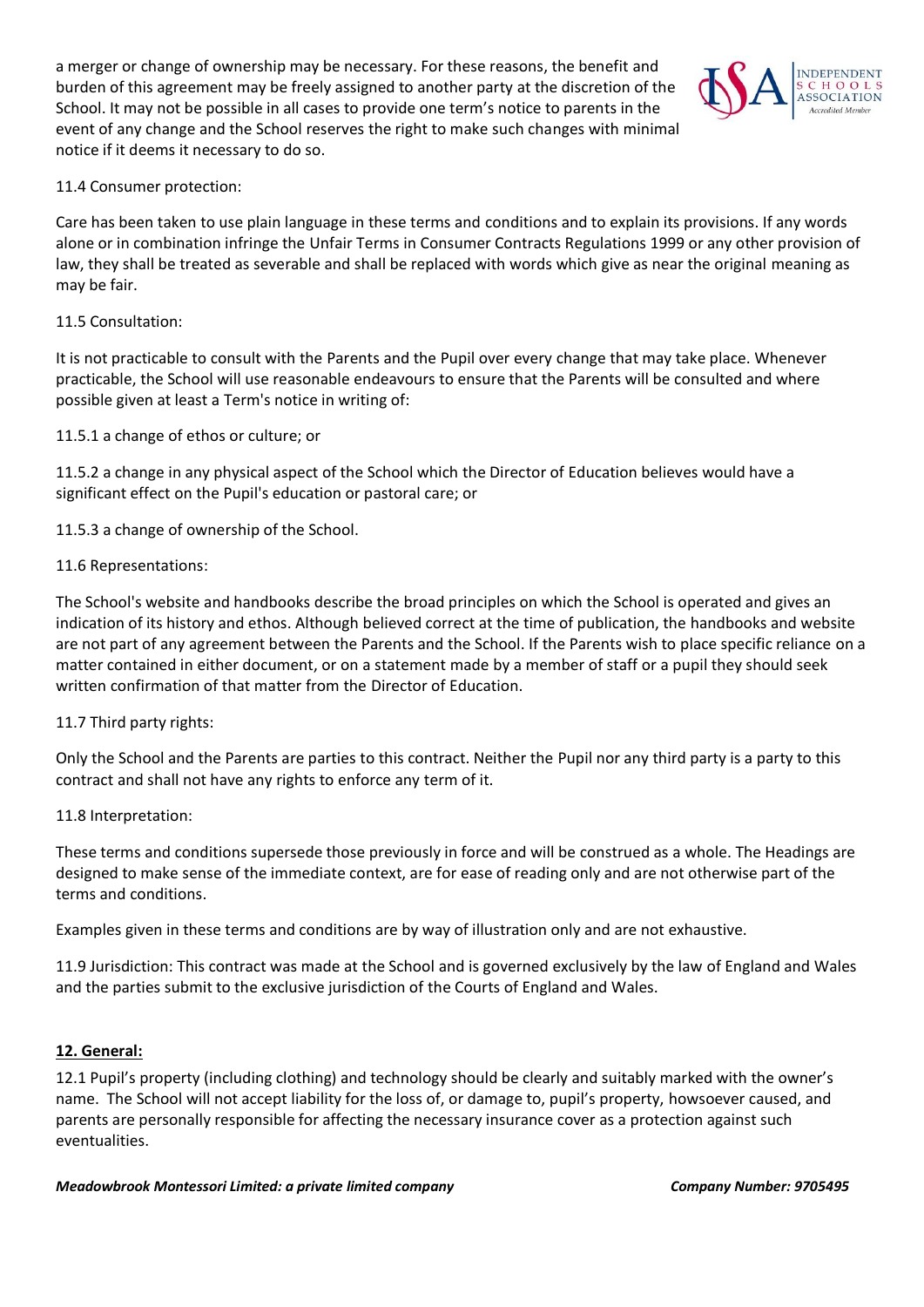a merger or change of ownership may be necessary. For these reasons, the benefit and burden of this agreement may be freely assigned to another party at the discretion of the School. It may not be possible in all cases to provide one term's notice to parents in the event of any change and the School reserves the right to make such changes with minimal notice if it deems it necessary to do so.

11.4 Consumer protection:

Care has been taken to use plain language in these terms and conditions and to explain its provisions. If any words alone or in combination infringe the Unfair Terms in Consumer Contracts Regulations 1999 or any other provision of law, they shall be treated as severable and shall be replaced with words which give as near the original meaning as may be fair.

11.5 Consultation:

It is not practicable to consult with the Parents and the Pupil over every change that may take place. Whenever practicable, the School will use reasonable endeavours to ensure that the Parents will be consulted and where possible given at least a Term's notice in writing of:

11.5.1 a change of ethos or culture; or

11.5.2 a change in any physical aspect of the School which the Director of Education believes would have a significant effect on the Pupil's education or pastoral care; or

11.5.3 a change of ownership of the School.

11.6 Representations:

The School's website and handbooks describe the broad principles on which the School is operated and gives an indication of its history and ethos. Although believed correct at the time of publication, the handbooks and website are not part of any agreement between the Parents and the School. If the Parents wish to place specific reliance on a matter contained in either document, or on a statement made by a member of staff or a pupil they should seek written confirmation of that matter from the Director of Education.

11.7 Third party rights:

Only the School and the Parents are parties to this contract. Neither the Pupil nor any third party is a party to this contract and shall not have any rights to enforce any term of it.

11.8 Interpretation:

These terms and conditions supersede those previously in force and will be construed as a whole. The Headings are designed to make sense of the immediate context, are for ease of reading only and are not otherwise part of the terms and conditions.

Examples given in these terms and conditions are by way of illustration only and are not exhaustive.

11.9 Jurisdiction: This contract was made at the School and is governed exclusively by the law of England and Wales and the parties submit to the exclusive jurisdiction of the Courts of England and Wales.

## 12. General:

12.1 Pupil's property (including clothing) and technology should be clearly and suitably marked with the owner's name. The School will not accept liability for the loss of, or damage to, pupil's property, howsoever caused, and parents are personally responsible for affecting the necessary insurance cover as a protection against such eventualities.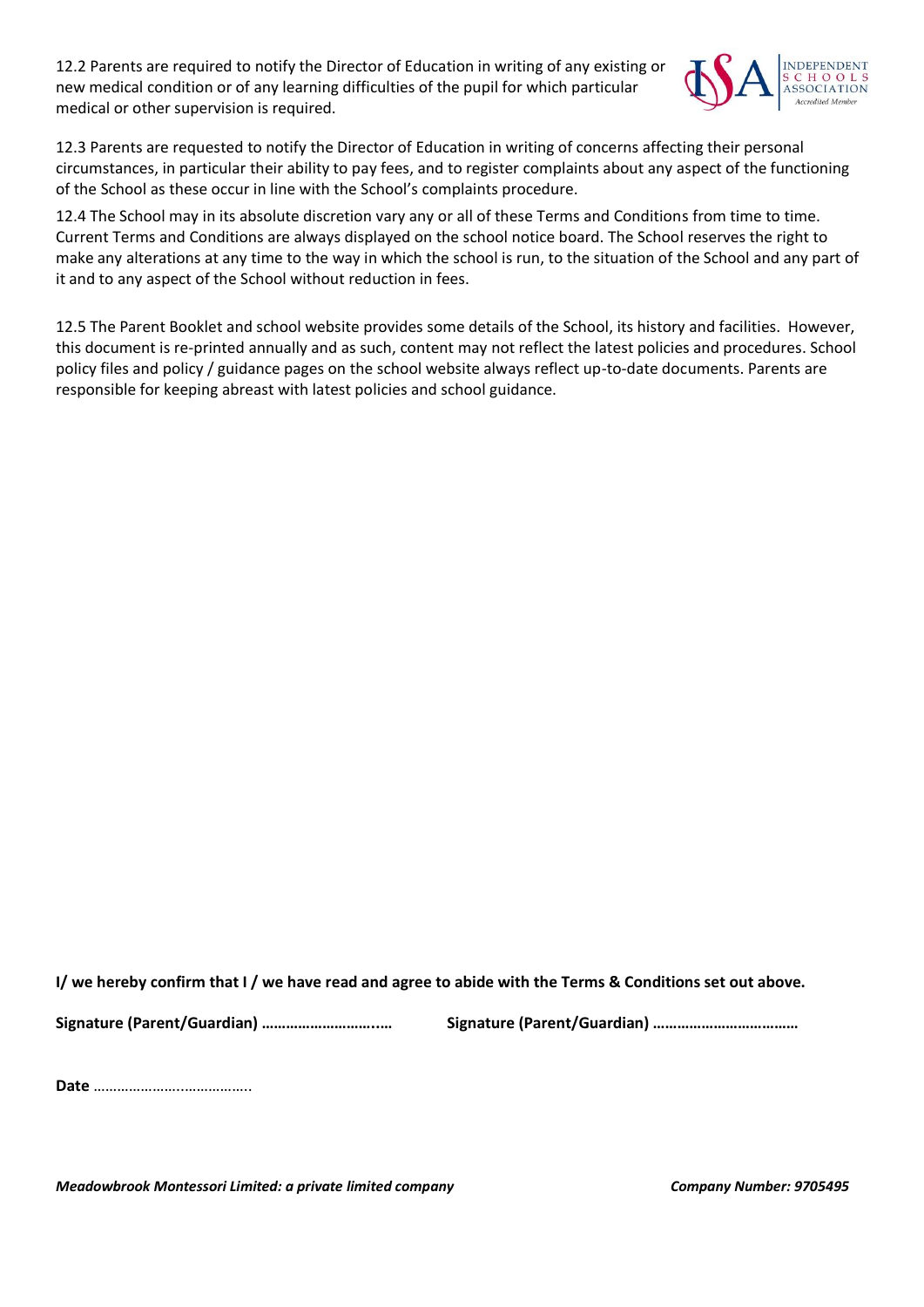12.2 Parents are required to notify the Director of Education in writing of any existing or new medical condition or of any learning difficulties of the pupil for which particular medical or other supervision is required.

12.3 Parents are requested to notify the Director of Education in writing of concerns affecting their personal circumstances, in particular their ability to pay fees, and to register complaints about any aspect of the functioning of the School as these occur in line with the School's complaints procedure.

12.4 The School may in its absolute discretion vary any or all of these Terms and Conditions from time to time. Current Terms and Conditions are always displayed on the school notice board. The School reserves the right to make any alterations at any time to the way in which the school is run, to the situation of the School and any part of it and to any aspect of the School without reduction in fees.

12.5 The Parent Booklet and school website provides some details of the School, its history and facilities. However, this document is re-printed annually and as such, content may not reflect the latest policies and procedures. School policy files and policy / guidance pages on the school website always reflect up-to-date documents. Parents are responsible for keeping abreast with latest policies and school guidance.

**I/ we hereby confirm that I / we have read and agree to abide with the Terms & Conditions set out above.**

**Signature (Parent/Guardian) ……………………….…** **Signature (Parent/Guardian) ………………………………**

**Date** ………………….……………..

***Meadowbrook Montessori Limited: a private limited company*** ***Company Number: 9705495***